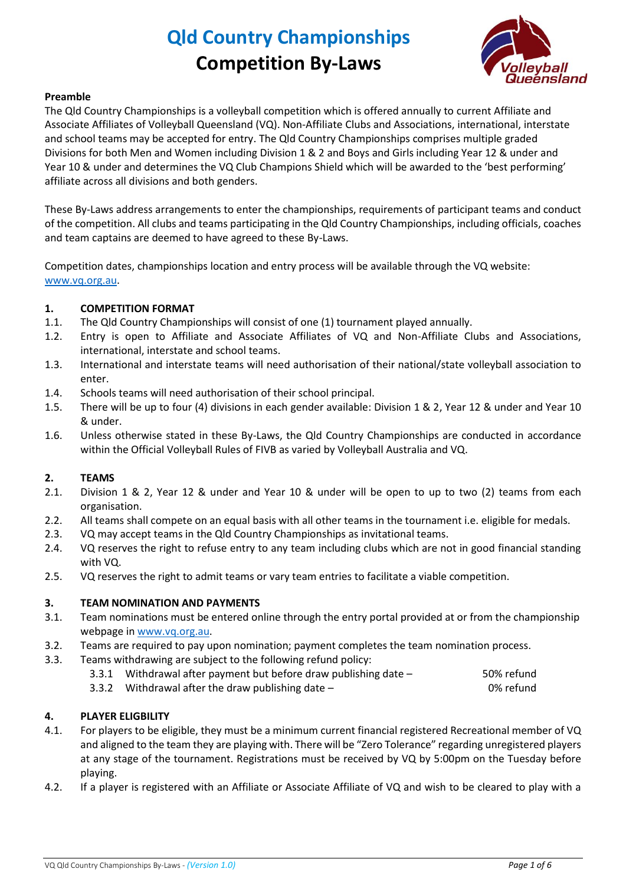# Qld Country Championships
# Competition By-Laws

**Preamble**

The Qld Country Championships is a volleyball competition which is offered annually to current Affiliate and Associate Affiliates of Volleyball Queensland (VQ). Non-Affiliate Clubs and Associations, international, interstate and school teams may be accepted for entry. The Qld Country Championships comprises multiple graded Divisions for both Men and Women including Division 1 & 2 and Boys and Girls including Year 12 & under and Year 10 & under and determines the VQ Club Champions Shield which will be awarded to the 'best performing' affiliate across all divisions and both genders.

These By-Laws address arrangements to enter the championships, requirements of participant teams and conduct of the competition. All clubs and teams participating in the Qld Country Championships, including officials, coaches and team captains are deemed to have agreed to these By-Laws.

Competition dates, championships location and entry process will be available through the VQ website: www.vq.org.au.

## 1. COMPETITION FORMAT

1.1. The Qld Country Championships will consist of one (1) tournament played annually.

1.2. Entry is open to Affiliate and Associate Affiliates of VQ and Non-Affiliate Clubs and Associations, international, interstate and school teams.

1.3. International and interstate teams will need authorisation of their national/state volleyball association to enter.

1.4. Schools teams will need authorisation of their school principal.

1.5. There will be up to four (4) divisions in each gender available: Division 1 & 2, Year 12 & under and Year 10 & under.

1.6. Unless otherwise stated in these By-Laws, the Qld Country Championships are conducted in accordance within the Official Volleyball Rules of FIVB as varied by Volleyball Australia and VQ.

## 2. TEAMS

2.1. Division 1 & 2, Year 12 & under and Year 10 & under will be open to up to two (2) teams from each organisation.

2.2. All teams shall compete on an equal basis with all other teams in the tournament i.e. eligible for medals.

2.3. VQ may accept teams in the Qld Country Championships as invitational teams.

2.4. VQ reserves the right to refuse entry to any team including clubs which are not in good financial standing with VQ.

2.5. VQ reserves the right to admit teams or vary team entries to facilitate a viable competition.

## 3. TEAM NOMINATION AND PAYMENTS

3.1. Team nominations must be entered online through the entry portal provided at or from the championship webpage in www.vq.org.au.

3.2. Teams are required to pay upon nomination; payment completes the team nomination process.

3.3. Teams withdrawing are subject to the following refund policy:

- 3.3.1 Withdrawal after payment but before draw publishing date – 50% refund
- 3.3.2 Withdrawal after the draw publishing date – 0% refund

## 4. PLAYER ELIGBILITY

4.1. For players to be eligible, they must be a minimum current financial registered Recreational member of VQ and aligned to the team they are playing with. There will be "Zero Tolerance" regarding unregistered players at any stage of the tournament. Registrations must be received by VQ by 5:00pm on the Tuesday before playing.

4.2. If a player is registered with an Affiliate or Associate Affiliate of VQ and wish to be cleared to play with a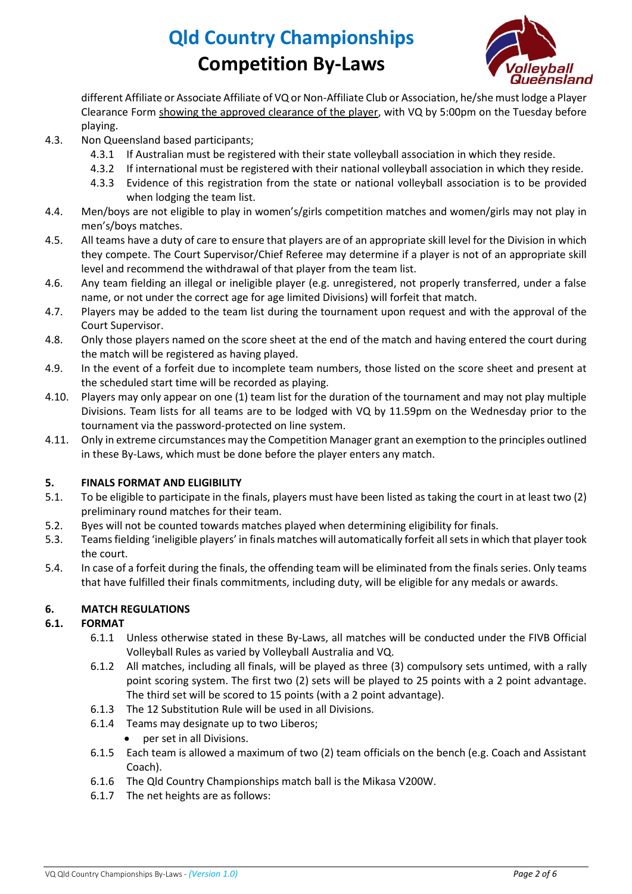different Affiliate or Associate Affiliate of VQ or Non-Affiliate Club or Association, he/she must lodge a Player Clearance Form showing the approved clearance of the player, with VQ by 5:00pm on the Tuesday before playing.

4.3. Non Queensland based participants;

- 4.3.1 If Australian must be registered with their state volleyball association in which they reside.
- 4.3.2 If international must be registered with their national volleyball association in which they reside.
- 4.3.3 Evidence of this registration from the state or national volleyball association is to be provided when lodging the team list.

4.4. Men/boys are not eligible to play in women's/girls competition matches and women/girls may not play in men's/boys matches.

4.5. All teams have a duty of care to ensure that players are of an appropriate skill level for the Division in which they compete. The Court Supervisor/Chief Referee may determine if a player is not of an appropriate skill level and recommend the withdrawal of that player from the team list.

4.6. Any team fielding an illegal or ineligible player (e.g. unregistered, not properly transferred, under a false name, or not under the correct age for age limited Divisions) will forfeit that match.

4.7. Players may be added to the team list during the tournament upon request and with the approval of the Court Supervisor.

4.8. Only those players named on the score sheet at the end of the match and having entered the court during the match will be registered as having played.

4.9. In the event of a forfeit due to incomplete team numbers, those listed on the score sheet and present at the scheduled start time will be recorded as playing.

4.10. Players may only appear on one (1) team list for the duration of the tournament and may not play multiple Divisions. Team lists for all teams are to be lodged with VQ by 11.59pm on the Wednesday prior to the tournament via the password-protected on line system.

4.11. Only in extreme circumstances may the Competition Manager grant an exemption to the principles outlined in these By-Laws, which must be done before the player enters any match.

## 5. FINALS FORMAT AND ELIGIBILITY

5.1. To be eligible to participate in the finals, players must have been listed as taking the court in at least two (2) preliminary round matches for their team.

5.2. Byes will not be counted towards matches played when determining eligibility for finals.

5.3. Teams fielding 'ineligible players' in finals matches will automatically forfeit all sets in which that player took the court.

5.4. In case of a forfeit during the finals, the offending team will be eliminated from the finals series. Only teams that have fulfilled their finals commitments, including duty, will be eligible for any medals or awards.

## 6. MATCH REGULATIONS

### 6.1. FORMAT

- 6.1.1 Unless otherwise stated in these By-Laws, all matches will be conducted under the FIVB Official Volleyball Rules as varied by Volleyball Australia and VQ.
- 6.1.2 All matches, including all finals, will be played as three (3) compulsory sets untimed, with a rally point scoring system. The first two (2) sets will be played to 25 points with a 2 point advantage. The third set will be scored to 15 points (with a 2 point advantage).
- 6.1.3 The 12 Substitution Rule will be used in all Divisions.
- 6.1.4 Teams may designate up to two Liberos;
  - per set in all Divisions.
- 6.1.5 Each team is allowed a maximum of two (2) team officials on the bench (e.g. Coach and Assistant Coach).
- 6.1.6 The Qld Country Championships match ball is the Mikasa V200W.
- 6.1.7 The net heights are as follows: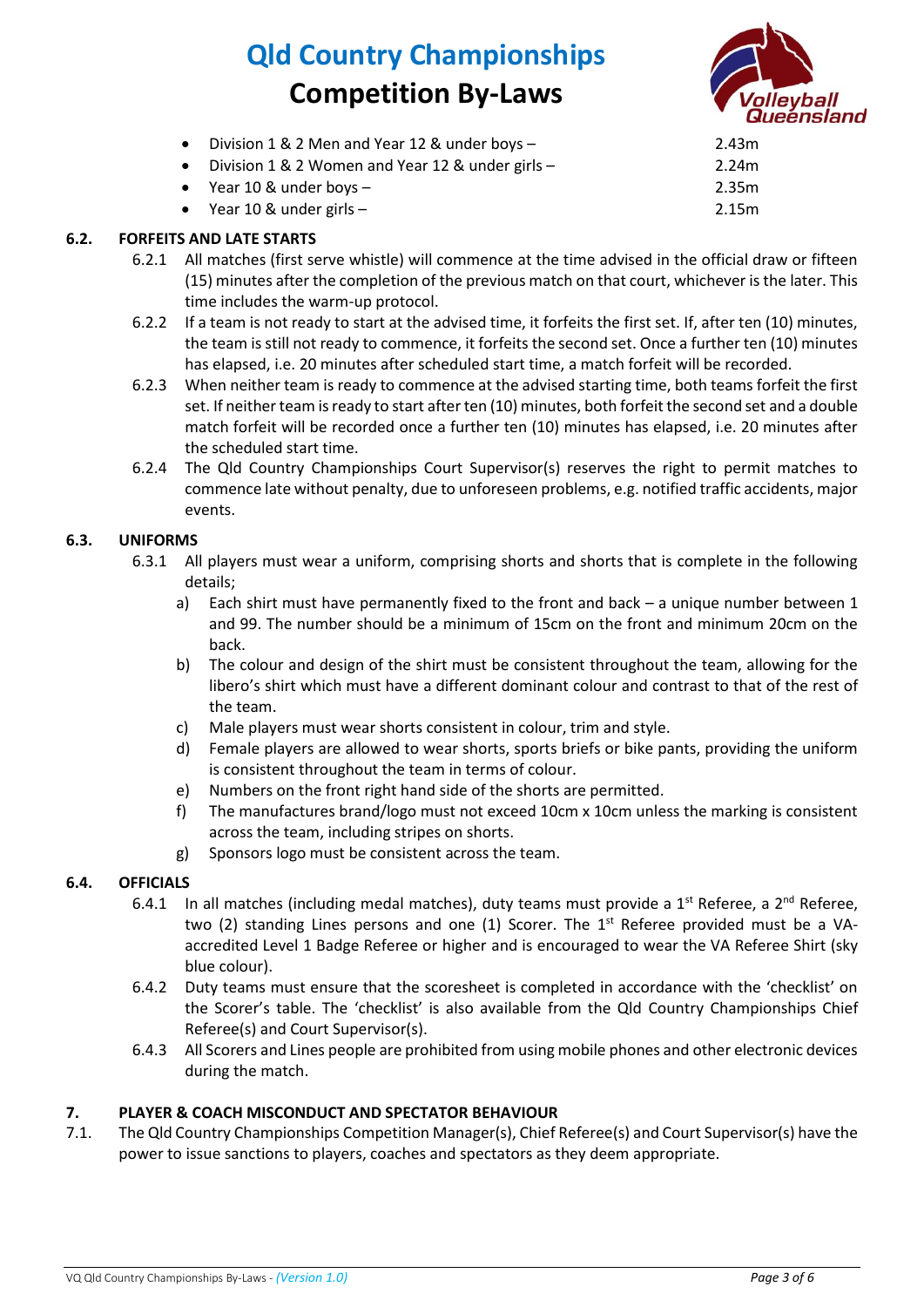- Division 1 & 2 Men and Year 12 & under boys – 2.43m
- Division 1 & 2 Women and Year 12 & under girls – 2.24m
- Year 10 & under boys – 2.35m
- Year 10 & under girls – 2.15m

## 6.2. FORFEITS AND LATE STARTS

6.2.1 All matches (first serve whistle) will commence at the time advised in the official draw or fifteen (15) minutes after the completion of the previous match on that court, whichever is the later. This time includes the warm-up protocol.

6.2.2 If a team is not ready to start at the advised time, it forfeits the first set. If, after ten (10) minutes, the team is still not ready to commence, it forfeits the second set. Once a further ten (10) minutes has elapsed, i.e. 20 minutes after scheduled start time, a match forfeit will be recorded.

6.2.3 When neither team is ready to commence at the advised starting time, both teams forfeit the first set. If neither team is ready to start after ten (10) minutes, both forfeit the second set and a double match forfeit will be recorded once a further ten (10) minutes has elapsed, i.e. 20 minutes after the scheduled start time.

6.2.4 The Qld Country Championships Court Supervisor(s) reserves the right to permit matches to commence late without penalty, due to unforeseen problems, e.g. notified traffic accidents, major events.

## 6.3. UNIFORMS

6.3.1 All players must wear a uniform, comprising shorts and shorts that is complete in the following details;

a) Each shirt must have permanently fixed to the front and back – a unique number between 1 and 99. The number should be a minimum of 15cm on the front and minimum 20cm on the back.

b) The colour and design of the shirt must be consistent throughout the team, allowing for the libero's shirt which must have a different dominant colour and contrast to that of the rest of the team.

c) Male players must wear shorts consistent in colour, trim and style.

d) Female players are allowed to wear shorts, sports briefs or bike pants, providing the uniform is consistent throughout the team in terms of colour.

e) Numbers on the front right hand side of the shorts are permitted.

f) The manufactures brand/logo must not exceed 10cm x 10cm unless the marking is consistent across the team, including stripes on shorts.

g) Sponsors logo must be consistent across the team.

## 6.4. OFFICIALS

6.4.1 In all matches (including medal matches), duty teams must provide a 1st Referee, a 2nd Referee, two (2) standing Lines persons and one (1) Scorer. The 1st Referee provided must be a VA-accredited Level 1 Badge Referee or higher and is encouraged to wear the VA Referee Shirt (sky blue colour).

6.4.2 Duty teams must ensure that the scoresheet is completed in accordance with the 'checklist' on the Scorer's table. The 'checklist' is also available from the Qld Country Championships Chief Referee(s) and Court Supervisor(s).

6.4.3 All Scorers and Lines people are prohibited from using mobile phones and other electronic devices during the match.

# 7. PLAYER & COACH MISCONDUCT AND SPECTATOR BEHAVIOUR

7.1. The Qld Country Championships Competition Manager(s), Chief Referee(s) and Court Supervisor(s) have the power to issue sanctions to players, coaches and spectators as they deem appropriate.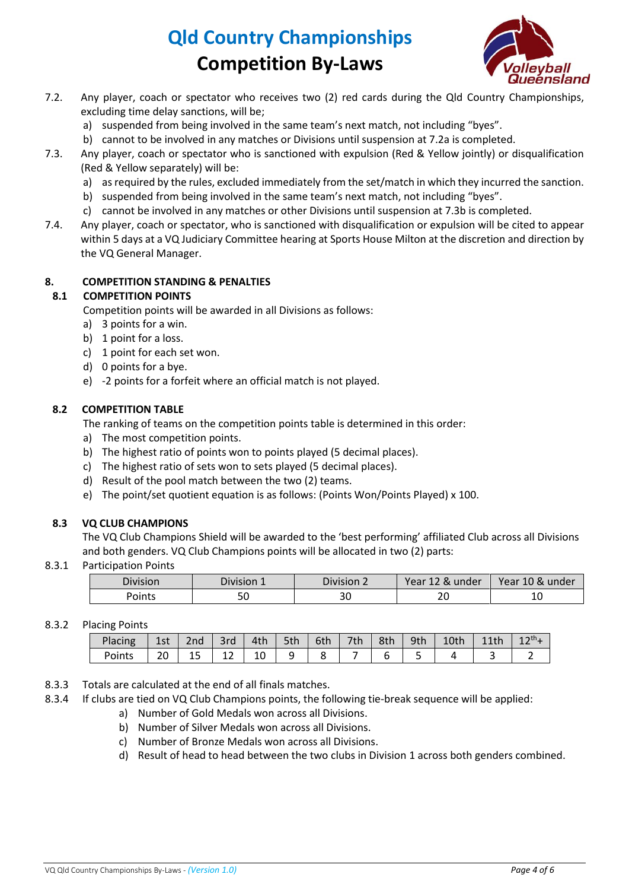7.2. Any player, coach or spectator who receives two (2) red cards during the Qld Country Championships, excluding time delay sanctions, will be;

a) suspended from being involved in the same team's next match, not including "byes".
b) cannot to be involved in any matches or Divisions until suspension at 7.2a is completed.

7.3. Any player, coach or spectator who is sanctioned with expulsion (Red & Yellow jointly) or disqualification (Red & Yellow separately) will be:

a) as required by the rules, excluded immediately from the set/match in which they incurred the sanction.
b) suspended from being involved in the same team's next match, not including "byes".
c) cannot be involved in any matches or other Divisions until suspension at 7.3b is completed.

7.4. Any player, coach or spectator, who is sanctioned with disqualification or expulsion will be cited to appear within 5 days at a VQ Judiciary Committee hearing at Sports House Milton at the discretion and direction by the VQ General Manager.

## 8. COMPETITION STANDING & PENALTIES

### 8.1 COMPETITION POINTS

Competition points will be awarded in all Divisions as follows:

a) 3 points for a win.
b) 1 point for a loss.
c) 1 point for each set won.
d) 0 points for a bye.
e) -2 points for a forfeit where an official match is not played.

### 8.2 COMPETITION TABLE

The ranking of teams on the competition points table is determined in this order:

a) The most competition points.
b) The highest ratio of points won to points played (5 decimal places).
c) The highest ratio of sets won to sets played (5 decimal places).
d) Result of the pool match between the two (2) teams.
e) The point/set quotient equation is as follows: (Points Won/Points Played) x 100.

### 8.3 VQ CLUB CHAMPIONS

The VQ Club Champions Shield will be awarded to the 'best performing' affiliated Club across all Divisions and both genders. VQ Club Champions points will be allocated in two (2) parts:

8.3.1 Participation Points

| Division | Division 1 | Division 2 | Year 12 & under | Year 10 & under |
|---|---|---|---|---|
| Points | 50 | 30 | 20 | 10 |

8.3.2 Placing Points

| Placing | 1st | 2nd | 3rd | 4th | 5th | 6th | 7th | 8th | 9th | 10th | 11th | 12th+ |
|---|---|---|---|---|---|---|---|---|---|---|---|---|
| Points | 20 | 15 | 12 | 10 | 9 | 8 | 7 | 6 | 5 | 4 | 3 | 2 |

8.3.3 Totals are calculated at the end of all finals matches.

8.3.4 If clubs are tied on VQ Club Champions points, the following tie-break sequence will be applied:

a) Number of Gold Medals won across all Divisions.
b) Number of Silver Medals won across all Divisions.
c) Number of Bronze Medals won across all Divisions.
d) Result of head to head between the two clubs in Division 1 across both genders combined.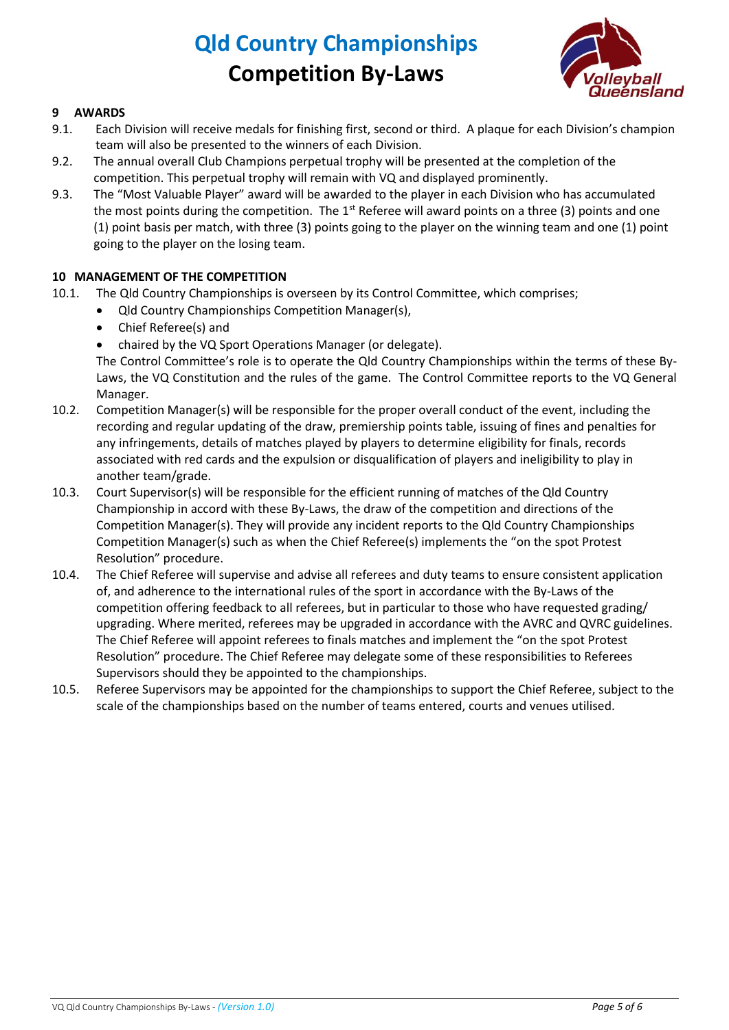## 9 AWARDS

9.1. Each Division will receive medals for finishing first, second or third. A plaque for each Division's champion team will also be presented to the winners of each Division.

9.2. The annual overall Club Champions perpetual trophy will be presented at the completion of the competition. This perpetual trophy will remain with VQ and displayed prominently.

9.3. The "Most Valuable Player" award will be awarded to the player in each Division who has accumulated the most points during the competition. The 1st Referee will award points on a three (3) points and one (1) point basis per match, with three (3) points going to the player on the winning team and one (1) point going to the player on the losing team.

## 10 MANAGEMENT OF THE COMPETITION

10.1. The Qld Country Championships is overseen by its Control Committee, which comprises;

- Qld Country Championships Competition Manager(s),
- Chief Referee(s) and
- chaired by the VQ Sport Operations Manager (or delegate).

The Control Committee's role is to operate the Qld Country Championships within the terms of these By-Laws, the VQ Constitution and the rules of the game. The Control Committee reports to the VQ General Manager.

10.2. Competition Manager(s) will be responsible for the proper overall conduct of the event, including the recording and regular updating of the draw, premiership points table, issuing of fines and penalties for any infringements, details of matches played by players to determine eligibility for finals, records associated with red cards and the expulsion or disqualification of players and ineligibility to play in another team/grade.

10.3. Court Supervisor(s) will be responsible for the efficient running of matches of the Qld Country Championship in accord with these By-Laws, the draw of the competition and directions of the Competition Manager(s). They will provide any incident reports to the Qld Country Championships Competition Manager(s) such as when the Chief Referee(s) implements the "on the spot Protest Resolution" procedure.

10.4. The Chief Referee will supervise and advise all referees and duty teams to ensure consistent application of, and adherence to the international rules of the sport in accordance with the By-Laws of the competition offering feedback to all referees, but in particular to those who have requested grading/ upgrading. Where merited, referees may be upgraded in accordance with the AVRC and QVRC guidelines. The Chief Referee will appoint referees to finals matches and implement the "on the spot Protest Resolution" procedure. The Chief Referee may delegate some of these responsibilities to Referees Supervisors should they be appointed to the championships.

10.5. Referee Supervisors may be appointed for the championships to support the Chief Referee, subject to the scale of the championships based on the number of teams entered, courts and venues utilised.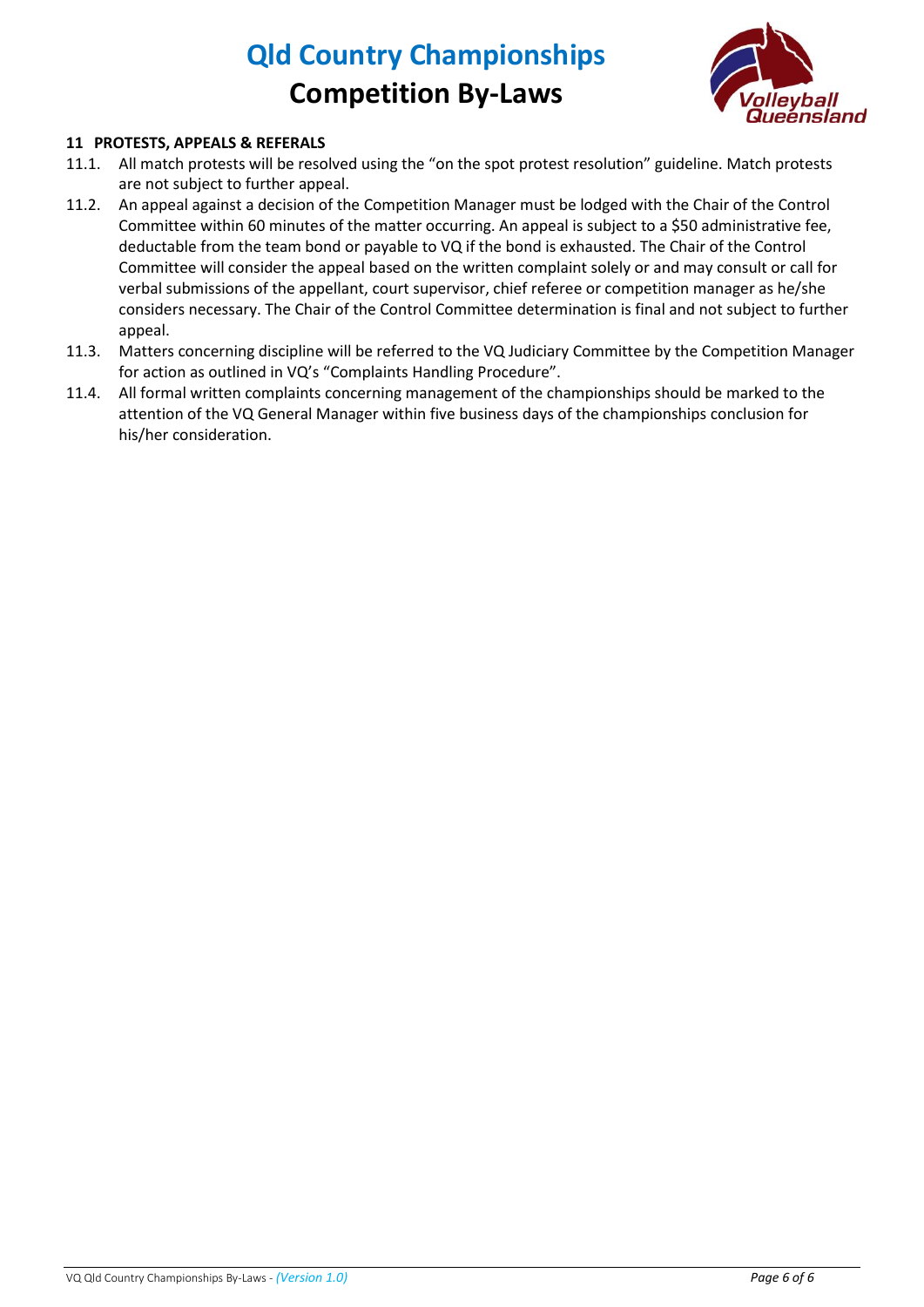## 11 PROTESTS, APPEALS & REFERALS

11.1. All match protests will be resolved using the "on the spot protest resolution" guideline. Match protests are not subject to further appeal.

11.2. An appeal against a decision of the Competition Manager must be lodged with the Chair of the Control Committee within 60 minutes of the matter occurring. An appeal is subject to a $50 administrative fee, deductable from the team bond or payable to VQ if the bond is exhausted. The Chair of the Control Committee will consider the appeal based on the written complaint solely or and may consult or call for verbal submissions of the appellant, court supervisor, chief referee or competition manager as he/she considers necessary. The Chair of the Control Committee determination is final and not subject to further appeal.

11.3. Matters concerning discipline will be referred to the VQ Judiciary Committee by the Competition Manager for action as outlined in VQ's "Complaints Handling Procedure".

11.4. All formal written complaints concerning management of the championships should be marked to the attention of the VQ General Manager within five business days of the championships conclusion for his/her consideration.